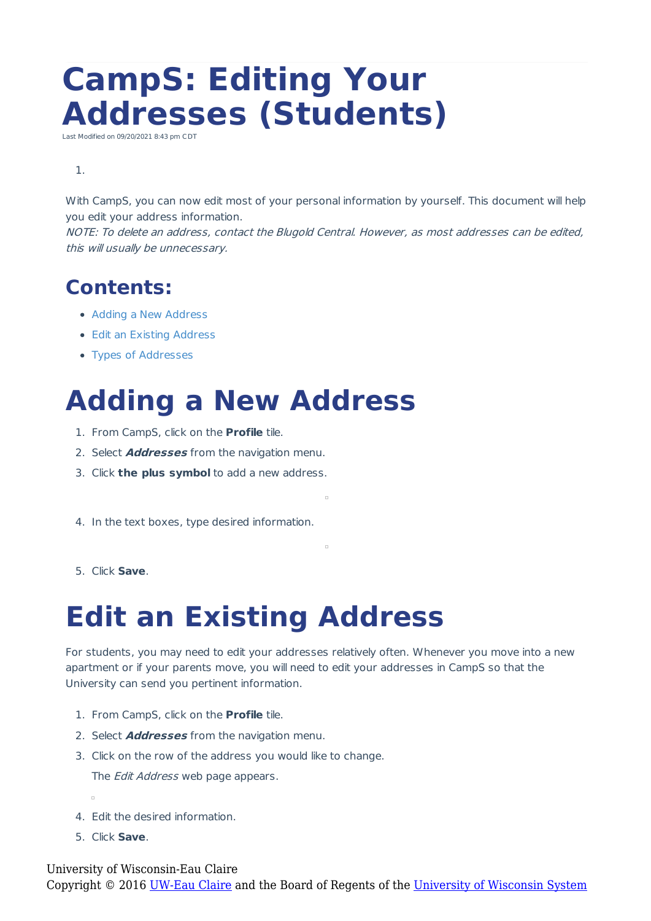# CampS: Editing Your Addresses (Students)

Last Modified on 09/20/2021 8:43 pm CDT

1.

With CampS, you can now edit most of your personal information by yourself. This document will help you edit your address information.

*NOTE: To delete an address, contact the Blugold Central. However, as most addresses can be edited, this will usually be unnecessary.*

## Contents:

- Adding a New Address
- Edit an Existing Address
- Types of Addresses

# Adding a New Address

1. From CampS, click on the **Profile** tile.
2. Select ***Addresses*** from the navigation menu.
3. Click **the plus symbol** to add a new address.
4. In the text boxes, type desired information.
5. Click **Save**.

# Edit an Existing Address

For students, you may need to edit your addresses relatively often. Whenever you move into a new apartment or if your parents move, you will need to edit your addresses in CampS so that the University can send you pertinent information.

1. From CampS, click on the **Profile** tile.
2. Select ***Addresses*** from the navigation menu.
3. Click on the row of the address you would like to change.

   The *Edit Address* web page appears.
4. Edit the desired information.
5. Click **Save**.

University of Wisconsin-Eau Claire
Copyright © 2016 UW-Eau Claire and the Board of Regents of the University of Wisconsin System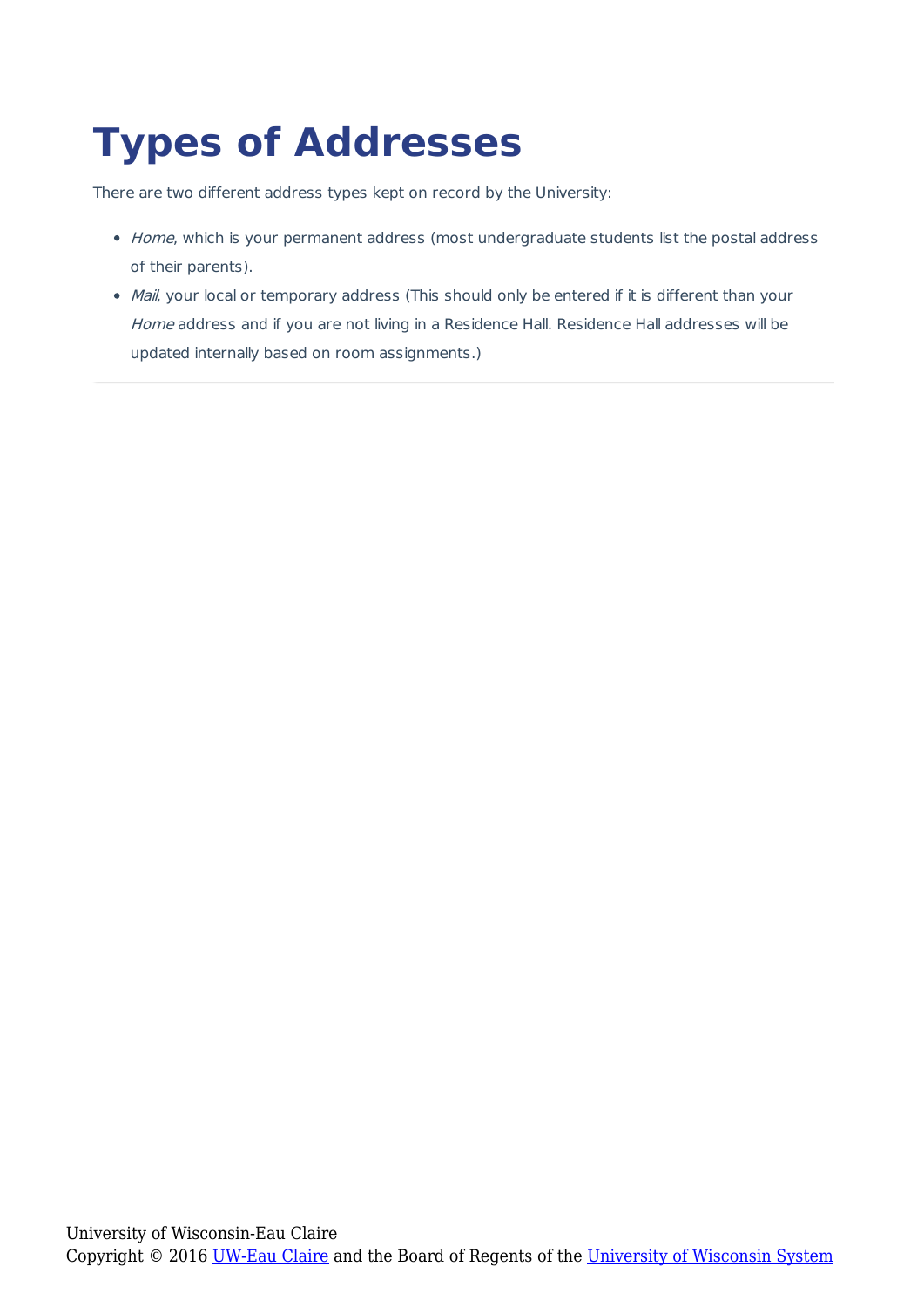# Types of Addresses

There are two different address types kept on record by the University:

- *Home*, which is your permanent address (most undergraduate students list the postal address of their parents).
- *Mail*, your local or temporary address (This should only be entered if it is different than your *Home* address and if you are not living in a Residence Hall. Residence Hall addresses will be updated internally based on room assignments.)

---

University of Wisconsin-Eau Claire
Copyright © 2016 UW-Eau Claire and the Board of Regents of the University of Wisconsin System